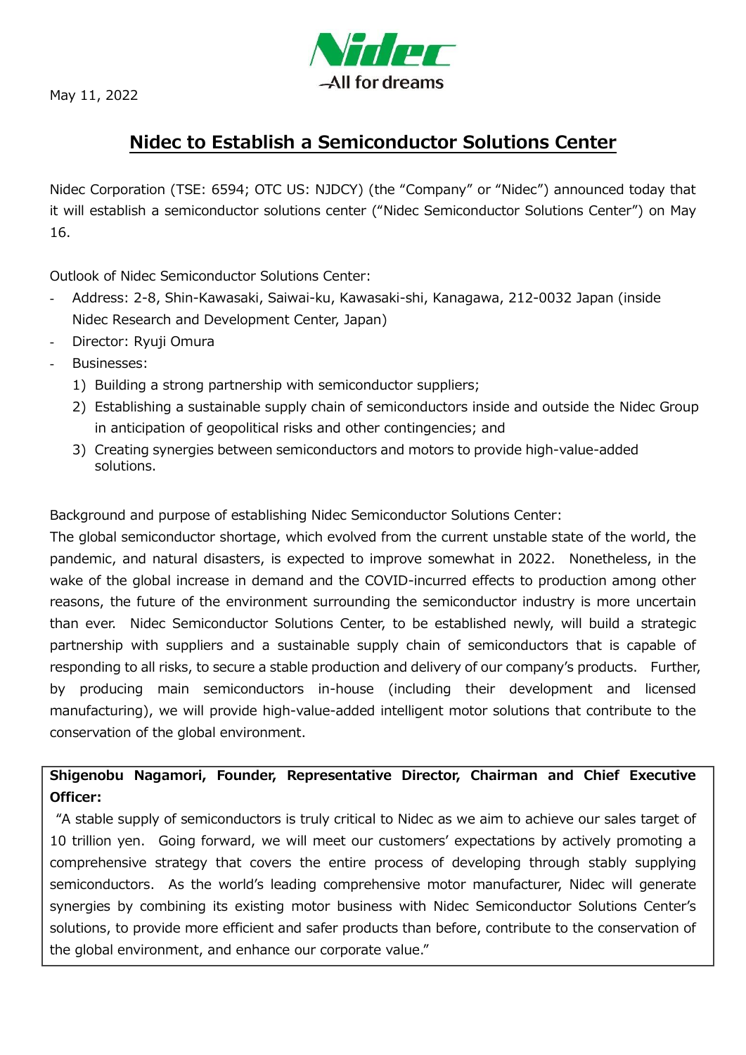May 11, 2022

# Nidec to Establish a Semiconductor Solutions Center

Nidec Corporation (TSE: 6594; OTC US: NJDCY) (the "Company" or "Nidec") announced today that it will establish a semiconductor solutions center ("Nidec Semiconductor Solutions Center") on May 16.

Outlook of Nidec Semiconductor Solutions Center:

- Address: 2-8, Shin-Kawasaki, Saiwai-ku, Kawasaki-shi, Kanagawa, 212-0032 Japan (inside Nidec Research and Development Center, Japan)
- Director: Ryuji Omura
- Businesses:
  1) Building a strong partnership with semiconductor suppliers;
  2) Establishing a sustainable supply chain of semiconductors inside and outside the Nidec Group in anticipation of geopolitical risks and other contingencies; and
  3) Creating synergies between semiconductors and motors to provide high-value-added solutions.

Background and purpose of establishing Nidec Semiconductor Solutions Center:

The global semiconductor shortage, which evolved from the current unstable state of the world, the pandemic, and natural disasters, is expected to improve somewhat in 2022. Nonetheless, in the wake of the global increase in demand and the COVID-incurred effects to production among other reasons, the future of the environment surrounding the semiconductor industry is more uncertain than ever. Nidec Semiconductor Solutions Center, to be established newly, will build a strategic partnership with suppliers and a sustainable supply chain of semiconductors that is capable of responding to all risks, to secure a stable production and delivery of our company's products. Further, by producing main semiconductors in-house (including their development and licensed manufacturing), we will provide high-value-added intelligent motor solutions that contribute to the conservation of the global environment.

**Shigenobu Nagamori, Founder, Representative Director, Chairman and Chief Executive Officer:**

"A stable supply of semiconductors is truly critical to Nidec as we aim to achieve our sales target of 10 trillion yen. Going forward, we will meet our customers' expectations by actively promoting a comprehensive strategy that covers the entire process of developing through stably supplying semiconductors. As the world's leading comprehensive motor manufacturer, Nidec will generate synergies by combining its existing motor business with Nidec Semiconductor Solutions Center's solutions, to provide more efficient and safer products than before, contribute to the conservation of the global environment, and enhance our corporate value."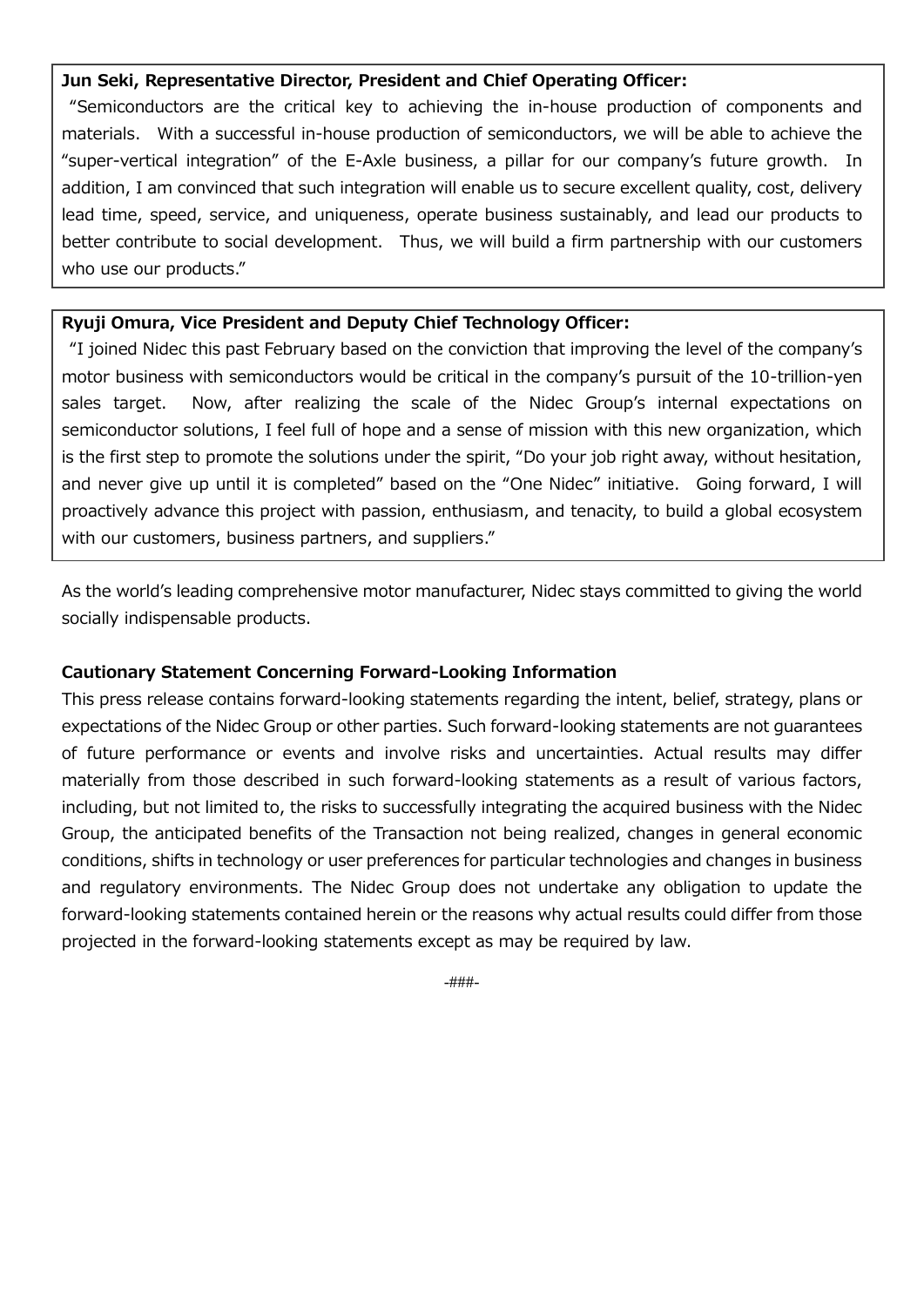**Jun Seki, Representative Director, President and Chief Operating Officer:**

"Semiconductors are the critical key to achieving the in-house production of components and materials. With a successful in-house production of semiconductors, we will be able to achieve the "super-vertical integration" of the E-Axle business, a pillar for our company's future growth. In addition, I am convinced that such integration will enable us to secure excellent quality, cost, delivery lead time, speed, service, and uniqueness, operate business sustainably, and lead our products to better contribute to social development. Thus, we will build a firm partnership with our customers who use our products."

**Ryuji Omura, Vice President and Deputy Chief Technology Officer:**

"I joined Nidec this past February based on the conviction that improving the level of the company's motor business with semiconductors would be critical in the company's pursuit of the 10-trillion-yen sales target. Now, after realizing the scale of the Nidec Group's internal expectations on semiconductor solutions, I feel full of hope and a sense of mission with this new organization, which is the first step to promote the solutions under the spirit, "Do your job right away, without hesitation, and never give up until it is completed" based on the "One Nidec" initiative. Going forward, I will proactively advance this project with passion, enthusiasm, and tenacity, to build a global ecosystem with our customers, business partners, and suppliers."

As the world's leading comprehensive motor manufacturer, Nidec stays committed to giving the world socially indispensable products.

**Cautionary Statement Concerning Forward-Looking Information**

This press release contains forward-looking statements regarding the intent, belief, strategy, plans or expectations of the Nidec Group or other parties. Such forward-looking statements are not guarantees of future performance or events and involve risks and uncertainties. Actual results may differ materially from those described in such forward-looking statements as a result of various factors, including, but not limited to, the risks to successfully integrating the acquired business with the Nidec Group, the anticipated benefits of the Transaction not being realized, changes in general economic conditions, shifts in technology or user preferences for particular technologies and changes in business and regulatory environments. The Nidec Group does not undertake any obligation to update the forward-looking statements contained herein or the reasons why actual results could differ from those projected in the forward-looking statements except as may be required by law.

-###-